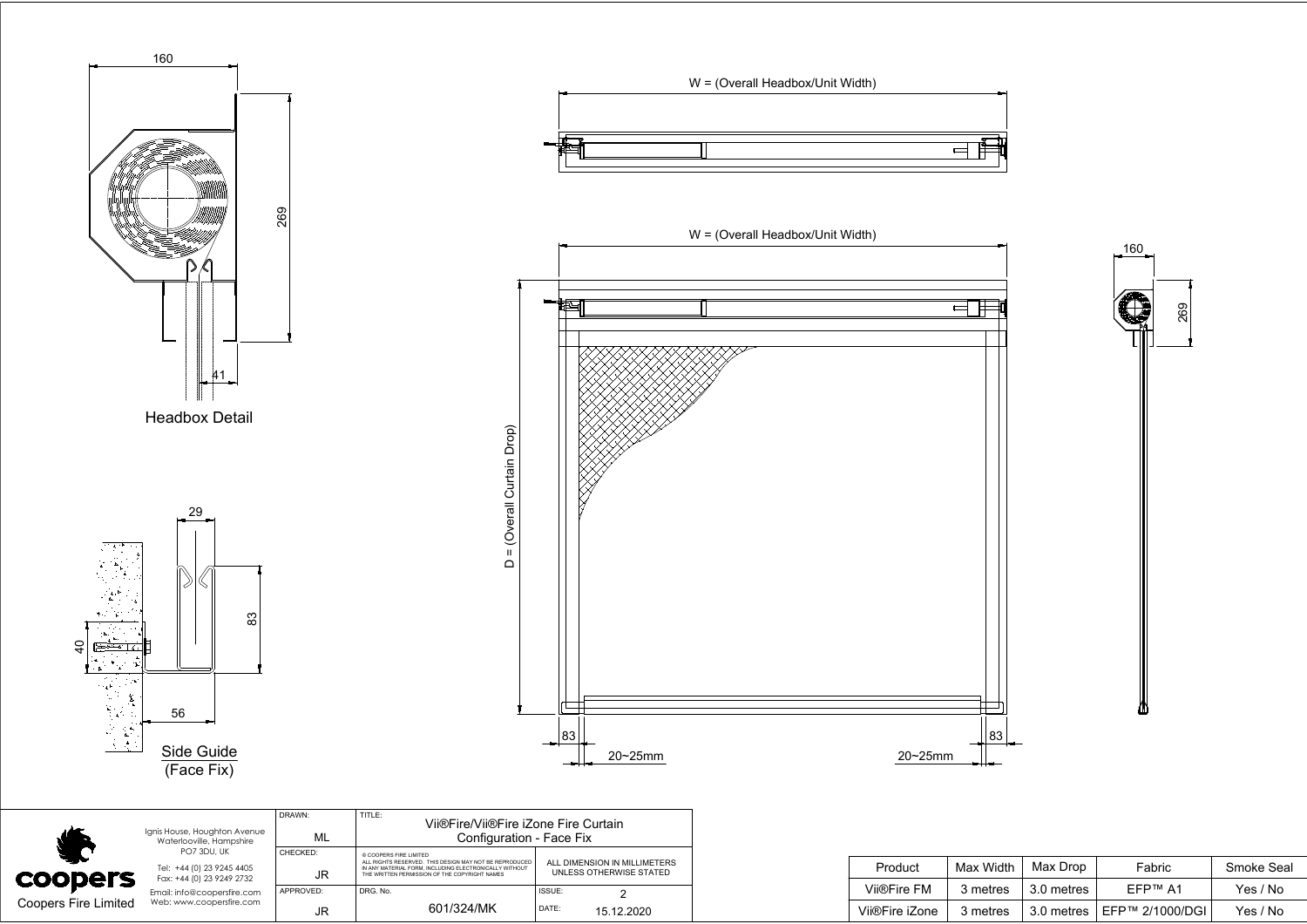Headbox Detail

160

269

41

Side Guide (Face Fix)

29

83

40

56

W = (Overall Headbox/Unit Width)

W = (Overall Headbox/Unit Width)

D = (Overall Curtain Drop)

83

83

20~25mm

20~25mm

160

269

coopers

Coopers Fire Limited

Ignis House, Houghton Avenue
Waterlooville, Hampshire
PO7 3DU, UK

Tel: +44 (0) 23 9245 4405
Fax: +44 (0) 23 9249 2732

Email: info@coopersfire.com
Web: www.coopersfire.com

| | |
|---|---|
| DRAWN: ML | TITLE: Vii®Fire/Vii®Fire iZone Fire Curtain Configuration - Face Fix |
| CHECKED: JR | © COOPERS FIRE LIMITED ALL RIGHTS RESERVED. THIS DESIGN MAY NOT BE REPRODUCED IN ANY MATERIAL FORM, INCLUDING ELECTRONICALLY WITHOUT THE WRITTEN PERMISSION OF THE COPYRIGHT NAMES — ALL DIMENSION IN MILLIMETERS UNLESS OTHERWISE STATED |
| APPROVED: JR | DRG. No. 601/324/MK — ISSUE: 2 — DATE: 15.12.2020 |

| Product | Max Width | Max Drop | Fabric | Smoke Seal |
|---|---|---|---|---|
| Vii®Fire FM | 3 metres | 3.0 metres | EFP™ A1 | Yes / No |
| Vii®Fire iZone | 3 metres | 3.0 metres | EFP™ 2/1000/DGI | Yes / No |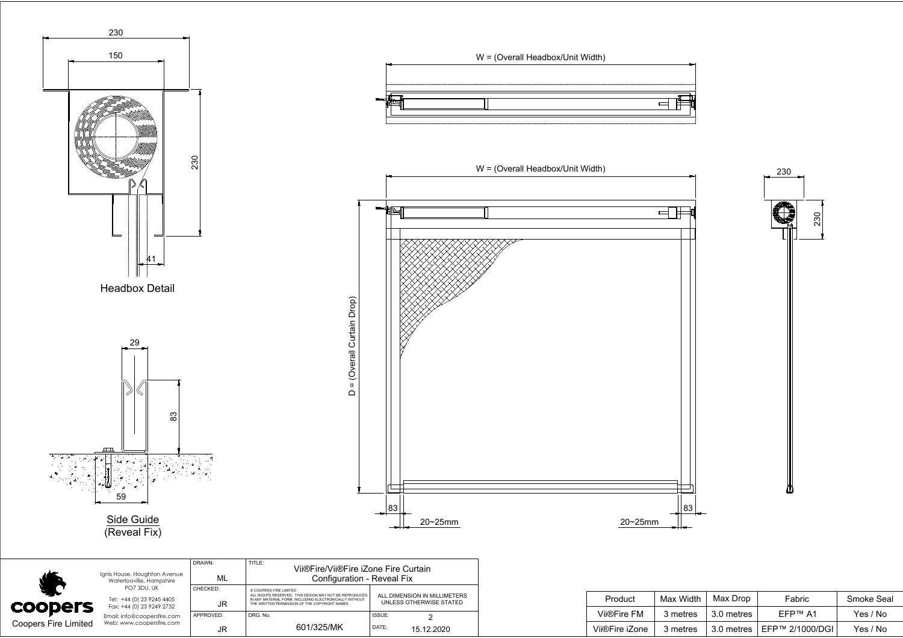Headbox Detail

230

150

230

41

Side Guide
(Reveal Fix)

29

83

59

W = (Overall Headbox/Unit Width)

W = (Overall Headbox/Unit Width)

D = (Overall Curtain Drop)

83

83

20~25mm

20~25mm

230

230

| | | | |
|---|---|---|---|
| **coopers** Coopers Fire Limited<br>Ignis House, Houghton Avenue<br>Waterlooville, Hampshire<br>PO7 3DU, UK<br>Tel: +44 (0) 23 9245 4405<br>Fax: +44 (0) 23 9249 2732<br>Email: info@coopersfire.com<br>Web: www.coopersfire.com | DRAWN: ML | TITLE: Vii®Fire/Vii®Fire iZone Fire Curtain Configuration - Reveal Fix | |
| | CHECKED: JR | © COOPERS FIRE LIMITED ALL RIGHTS RESERVED. THIS DESIGN MAY NOT BE REPRODUCED IN ANY MATERIAL FORM, INCLUDING ELECTRONICALLY WITHOUT THE WRITTEN PERMISSION OF THE COPYRIGHT NAMES | ALL DIMENSION IN MILLIMETERS UNLESS OTHERWISE STATED |
| | APPROVED: JR | DRG. No. 601/325/MK | ISSUE: 2<br>DATE: 15.12.2020 |

| Product | Max Width | Max Drop | Fabric | Smoke Seal |
|---|---|---|---|---|
| Vii®Fire FM | 3 metres | 3.0 metres | EFP™ A1 | Yes / No |
| Vii®Fire iZone | 3 metres | 3.0 metres | EFP™ 2/1000/DGI | Yes / No |